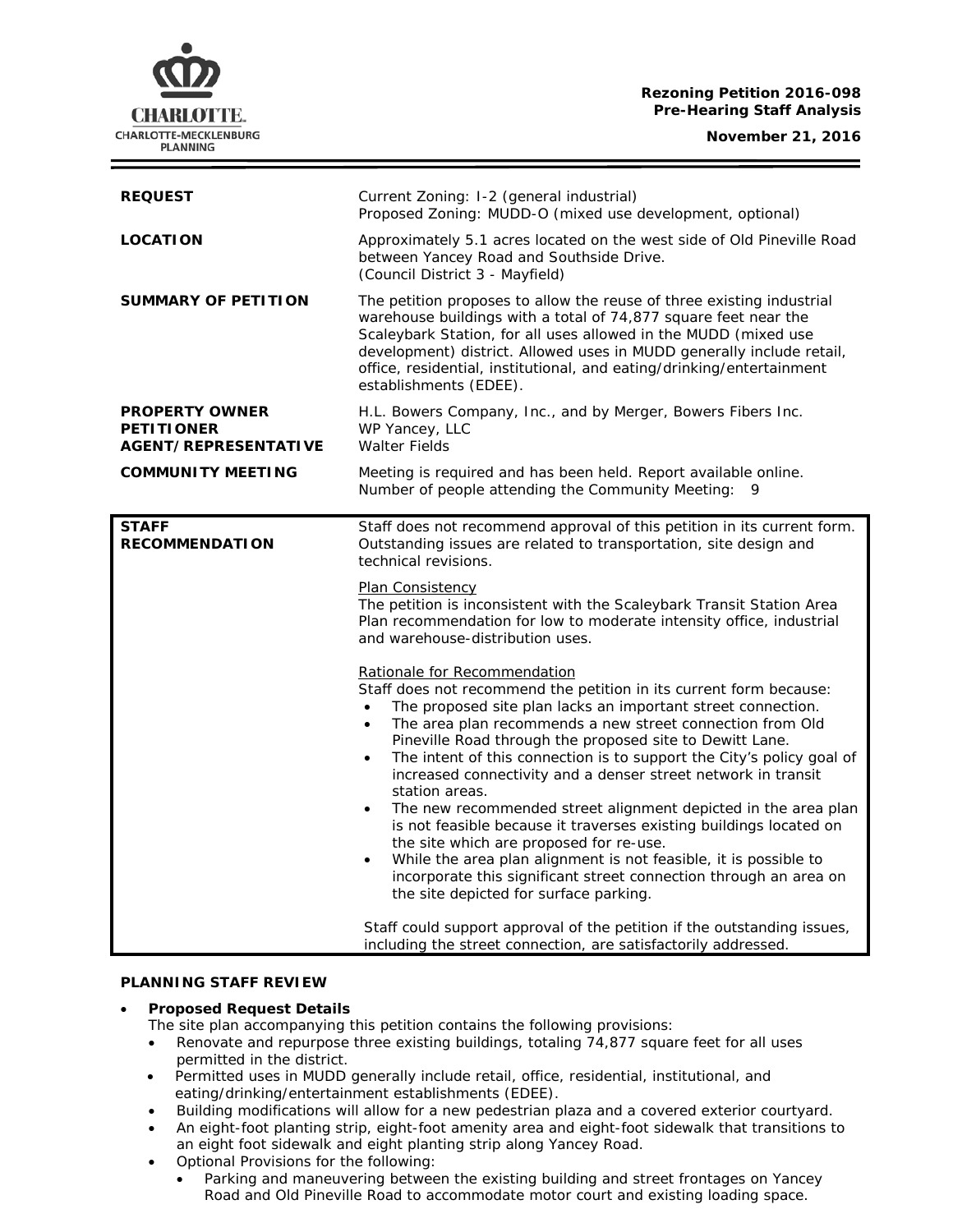**Rezoning Petition 2016-098**
**Pre-Hearing Staff Analysis**

**November 21, 2016**

| | |
|---|---|
| **REQUEST** | Current Zoning: I-2 (general industrial)<br>Proposed Zoning: MUDD-O (mixed use development, optional) |
| **LOCATION** | Approximately 5.1 acres located on the west side of Old Pineville Road between Yancey Road and Southside Drive.<br>(Council District 3 - Mayfield) |
| **SUMMARY OF PETITION** | The petition proposes to allow the reuse of three existing industrial warehouse buildings with a total of 74,877 square feet near the Scaleybark Station, for all uses allowed in the MUDD (mixed use development) district. Allowed uses in MUDD generally include retail, office, residential, institutional, and eating/drinking/entertainment establishments (EDEE). |
| **PROPERTY OWNER**<br>**PETITIONER**<br>**AGENT/REPRESENTATIVE** | H.L. Bowers Company, Inc., and by Merger, Bowers Fibers Inc.<br>WP Yancey, LLC<br>Walter Fields |
| **COMMUNITY MEETING** | Meeting is required and has been held. Report available online.<br>Number of people attending the Community Meeting: 9 |

**STAFF RECOMMENDATION**

Staff does not recommend approval of this petition in its current form. Outstanding issues are related to transportation, site design and technical revisions.

Plan Consistency
The petition is inconsistent with the Scaleybark Transit Station Area Plan recommendation for low to moderate intensity office, industrial and warehouse-distribution uses.

Rationale for Recommendation
Staff does not recommend the petition in its current form because:

- The proposed site plan lacks an important street connection.
- The area plan recommends a new street connection from Old Pineville Road through the proposed site to Dewitt Lane.
- The intent of this connection is to support the City's policy goal of increased connectivity and a denser street network in transit station areas.
- The new recommended street alignment depicted in the area plan is not feasible because it traverses existing buildings located on the site which are proposed for re-use.
- While the area plan alignment is not feasible, it is possible to incorporate this significant street connection through an area on the site depicted for surface parking.

Staff could support approval of the petition if the outstanding issues, including the street connection, are satisfactorily addressed.

## PLANNING STAFF REVIEW

- **Proposed Request Details**
  The site plan accompanying this petition contains the following provisions:
  - Renovate and repurpose three existing buildings, totaling 74,877 square feet for all uses permitted in the district.
  - Permitted uses in MUDD generally include retail, office, residential, institutional, and eating/drinking/entertainment establishments (EDEE).
  - Building modifications will allow for a new pedestrian plaza and a covered exterior courtyard.
  - An eight-foot planting strip, eight-foot amenity area and eight-foot sidewalk that transitions to an eight foot sidewalk and eight planting strip along Yancey Road.
  - Optional Provisions for the following:
    - Parking and maneuvering between the existing building and street frontages on Yancey Road and Old Pineville Road to accommodate motor court and existing loading space.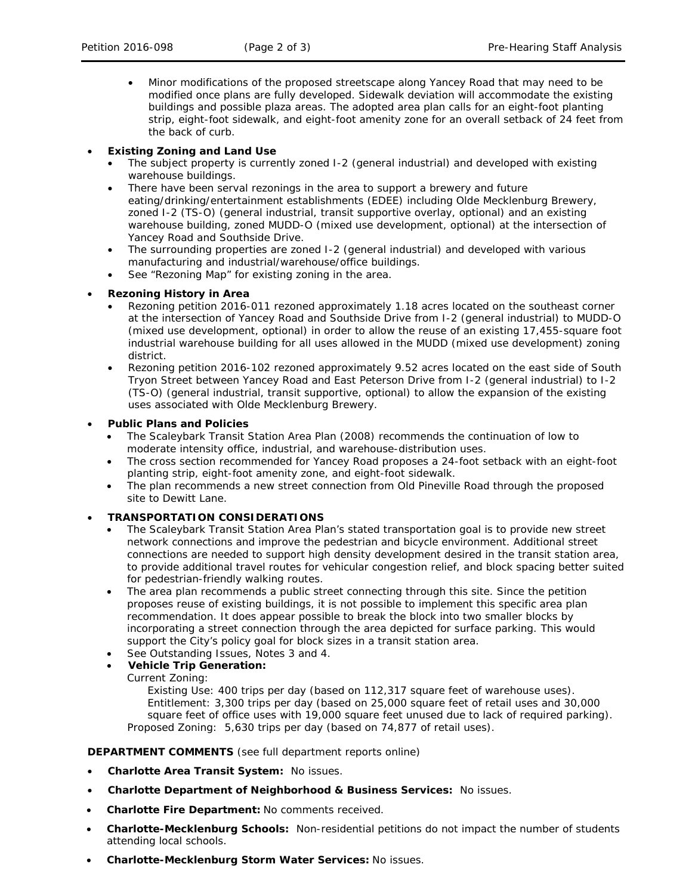- Minor modifications of the proposed streetscape along Yancey Road that may need to be modified once plans are fully developed. Sidewalk deviation will accommodate the existing buildings and possible plaza areas. The adopted area plan calls for an eight-foot planting strip, eight-foot sidewalk, and eight-foot amenity zone for an overall setback of 24 feet from the back of curb.

- **Existing Zoning and Land Use**
  - The subject property is currently zoned I-2 (general industrial) and developed with existing warehouse buildings.
  - There have been serval rezonings in the area to support a brewery and future eating/drinking/entertainment establishments (EDEE) including Olde Mecklenburg Brewery, zoned I-2 (TS-O) (general industrial, transit supportive overlay, optional) and an existing warehouse building, zoned MUDD-O (mixed use development, optional) at the intersection of Yancey Road and Southside Drive.
  - The surrounding properties are zoned I-2 (general industrial) and developed with various manufacturing and industrial/warehouse/office buildings.
  - See "Rezoning Map" for existing zoning in the area.

- **Rezoning History in Area**
  - Rezoning petition 2016-011 rezoned approximately 1.18 acres located on the southeast corner at the intersection of Yancey Road and Southside Drive from I-2 (general industrial) to MUDD-O (mixed use development, optional) in order to allow the reuse of an existing 17,455-square foot industrial warehouse building for all uses allowed in the MUDD (mixed use development) zoning district.
  - Rezoning petition 2016-102 rezoned approximately 9.52 acres located on the east side of South Tryon Street between Yancey Road and East Peterson Drive from I-2 (general industrial) to I-2 (TS-O) (general industrial, transit supportive, optional) to allow the expansion of the existing uses associated with Olde Mecklenburg Brewery.

- **Public Plans and Policies**
  - The Scaleybark Transit Station Area Plan (2008) recommends the continuation of low to moderate intensity office, industrial, and warehouse-distribution uses.
  - The cross section recommended for Yancey Road proposes a 24-foot setback with an eight-foot planting strip, eight-foot amenity zone, and eight-foot sidewalk.
  - The plan recommends a new street connection from Old Pineville Road through the proposed site to Dewitt Lane.

- **TRANSPORTATION CONSIDERATIONS**
  - The Scaleybark Transit Station Area Plan's stated transportation goal is to provide new street network connections and improve the pedestrian and bicycle environment. Additional street connections are needed to support high density development desired in the transit station area, to provide additional travel routes for vehicular congestion relief, and block spacing better suited for pedestrian-friendly walking routes.
  - The area plan recommends a public street connecting through this site. Since the petition proposes reuse of existing buildings, it is not possible to implement this specific area plan recommendation. It does appear possible to break the block into two smaller blocks by incorporating a street connection through the area depicted for surface parking. This would support the City's policy goal for block sizes in a transit station area.
  - See Outstanding Issues, Notes 3 and 4.
  - **Vehicle Trip Generation:**

    Current Zoning:

    Existing Use: 400 trips per day (based on 112,317 square feet of warehouse uses).
    Entitlement: 3,300 trips per day (based on 25,000 square feet of retail uses and 30,000 square feet of office uses with 19,000 square feet unused due to lack of required parking).

    Proposed Zoning: 5,630 trips per day (based on 74,877 of retail uses).

**DEPARTMENT COMMENTS** (see full department reports online)

- **Charlotte Area Transit System:** No issues.
- **Charlotte Department of Neighborhood & Business Services:** No issues.
- **Charlotte Fire Department:** No comments received.
- **Charlotte-Mecklenburg Schools:** Non-residential petitions do not impact the number of students attending local schools.
- **Charlotte-Mecklenburg Storm Water Services:** No issues.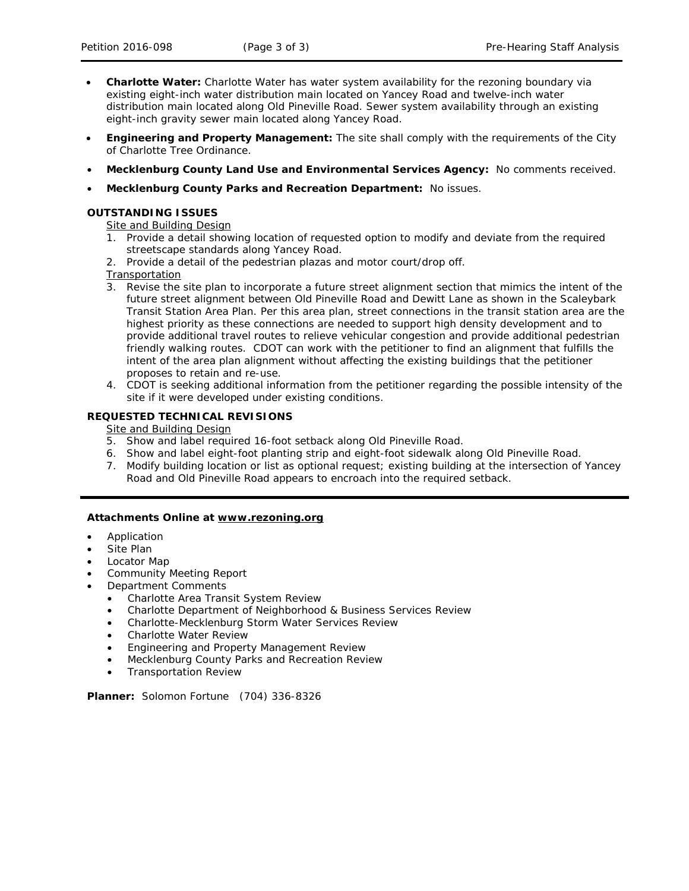- **Charlotte Water:** Charlotte Water has water system availability for the rezoning boundary via existing eight-inch water distribution main located on Yancey Road and twelve-inch water distribution main located along Old Pineville Road. Sewer system availability through an existing eight-inch gravity sewer main located along Yancey Road.
- **Engineering and Property Management:** The site shall comply with the requirements of the City of Charlotte Tree Ordinance.
- **Mecklenburg County Land Use and Environmental Services Agency:** No comments received.
- **Mecklenburg County Parks and Recreation Department:** No issues.

**OUTSTANDING ISSUES**

Site and Building Design

1. Provide a detail showing location of requested option to modify and deviate from the required streetscape standards along Yancey Road.
2. Provide a detail of the pedestrian plazas and motor court/drop off.

Transportation

3. Revise the site plan to incorporate a future street alignment section that mimics the intent of the future street alignment between Old Pineville Road and Dewitt Lane as shown in the Scaleybark Transit Station Area Plan. Per this area plan, street connections in the transit station area are the highest priority as these connections are needed to support high density development and to provide additional travel routes to relieve vehicular congestion and provide additional pedestrian friendly walking routes. CDOT can work with the petitioner to find an alignment that fulfills the intent of the area plan alignment without affecting the existing buildings that the petitioner proposes to retain and re-use.
4. CDOT is seeking additional information from the petitioner regarding the possible intensity of the site if it were developed under existing conditions.

**REQUESTED TECHNICAL REVISIONS**

Site and Building Design

5. Show and label required 16-foot setback along Old Pineville Road.
6. Show and label eight-foot planting strip and eight-foot sidewalk along Old Pineville Road.
7. Modify building location or list as optional request; existing building at the intersection of Yancey Road and Old Pineville Road appears to encroach into the required setback.

---

**Attachments Online at www.rezoning.org**

- Application
- Site Plan
- Locator Map
- Community Meeting Report
- Department Comments
  - Charlotte Area Transit System Review
  - Charlotte Department of Neighborhood & Business Services Review
  - Charlotte-Mecklenburg Storm Water Services Review
  - Charlotte Water Review
  - Engineering and Property Management Review
  - Mecklenburg County Parks and Recreation Review
  - Transportation Review

**Planner:** Solomon Fortune (704) 336-8326